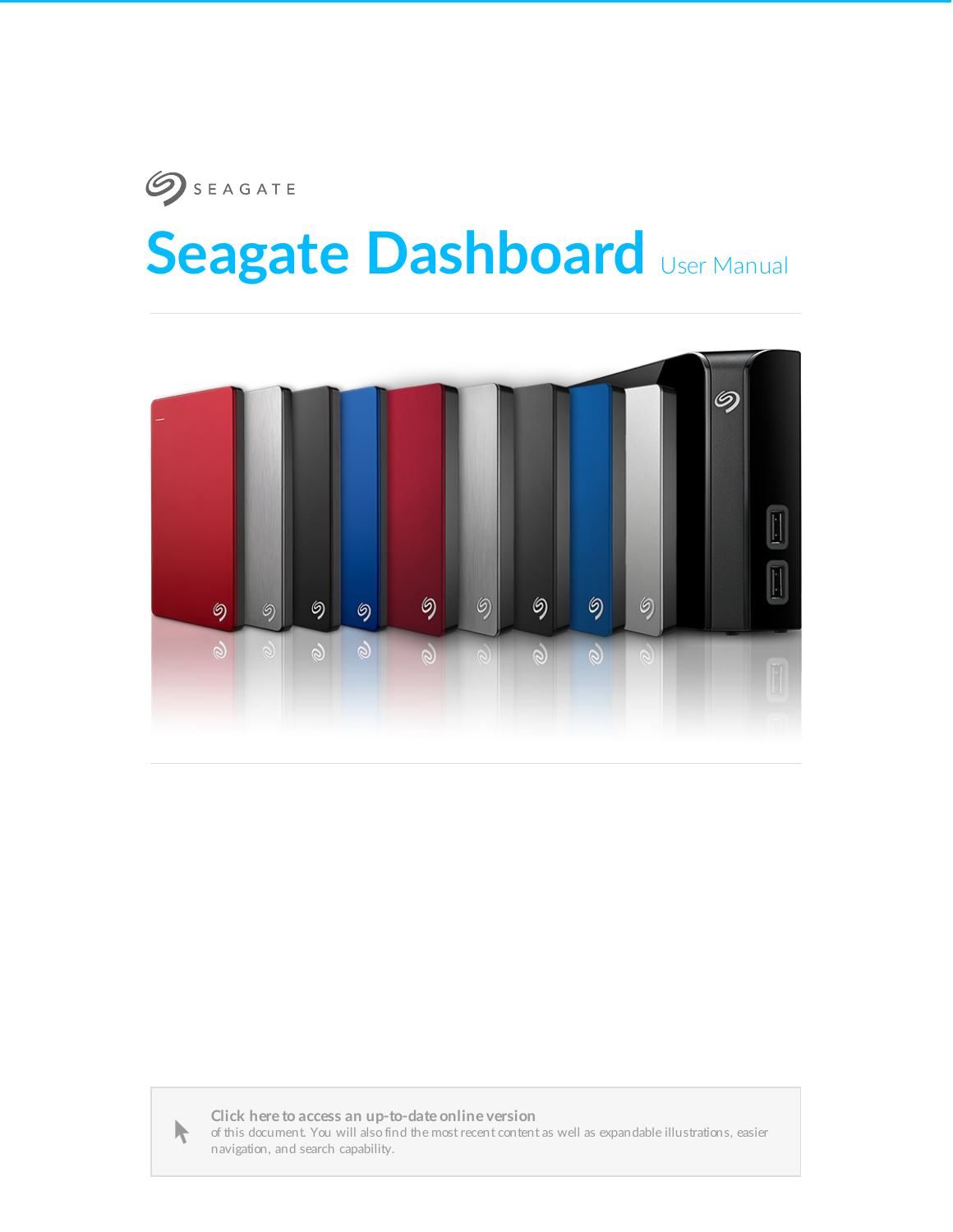SEAGATE

# Seagate Dashboard User Manual

**Click here to access an up-to-date online version** of this document. You will also find the most recent content as well as expandable illustrations, easier navigation, and search capability.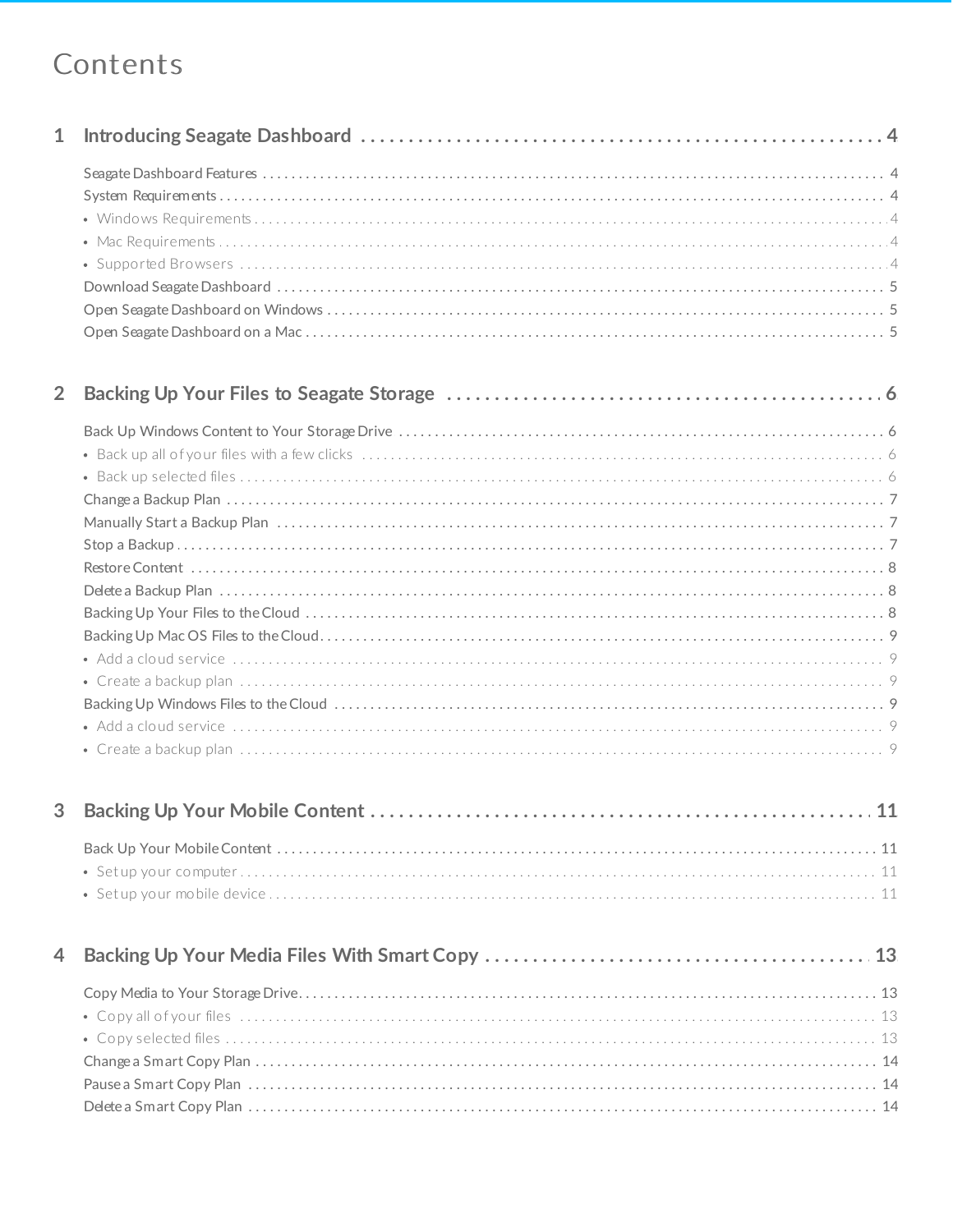# Contents

## 1 Introducing Seagate Dashboard . . . . . 4

- Seagate Dashboard Features . . . . . 4
- System Requirements . . . . . 4
  - Windows Requirements . . . . . 4
  - Mac Requirements . . . . . 4
  - Supported Browsers . . . . . 4
- Download Seagate Dashboard . . . . . 5
- Open Seagate Dashboard on Windows . . . . . 5
- Open Seagate Dashboard on a Mac . . . . . 5

## 2 Backing Up Your Files to Seagate Storage . . . . . 6

- Back Up Windows Content to Your Storage Drive . . . . . 6
  - Back up all of your files with a few clicks . . . . . 6
  - Back up selected files . . . . . 6
- Change a Backup Plan . . . . . 7
- Manually Start a Backup Plan . . . . . 7
- Stop a Backup . . . . . 7
- Restore Content . . . . . 8
- Delete a Backup Plan . . . . . 8
- Backing Up Your Files to the Cloud . . . . . 8
- Backing Up Mac OS Files to the Cloud . . . . . 9
  - Add a cloud service . . . . . 9
  - Create a backup plan . . . . . 9
- Backing Up Windows Files to the Cloud . . . . . 9
  - Add a cloud service . . . . . 9
  - Create a backup plan . . . . . 9

## 3 Backing Up Your Mobile Content . . . . . 11

- Back Up Your Mobile Content . . . . . 11
  - Set up your computer . . . . . 11
  - Set up your mobile device . . . . . 11

## 4 Backing Up Your Media Files With Smart Copy . . . . . 13

- Copy Media to Your Storage Drive . . . . . 13
  - Copy all of your files . . . . . 13
  - Copy selected files . . . . . 13
- Change a Smart Copy Plan . . . . . 14
- Pause a Smart Copy Plan . . . . . 14
- Delete a Smart Copy Plan . . . . . 14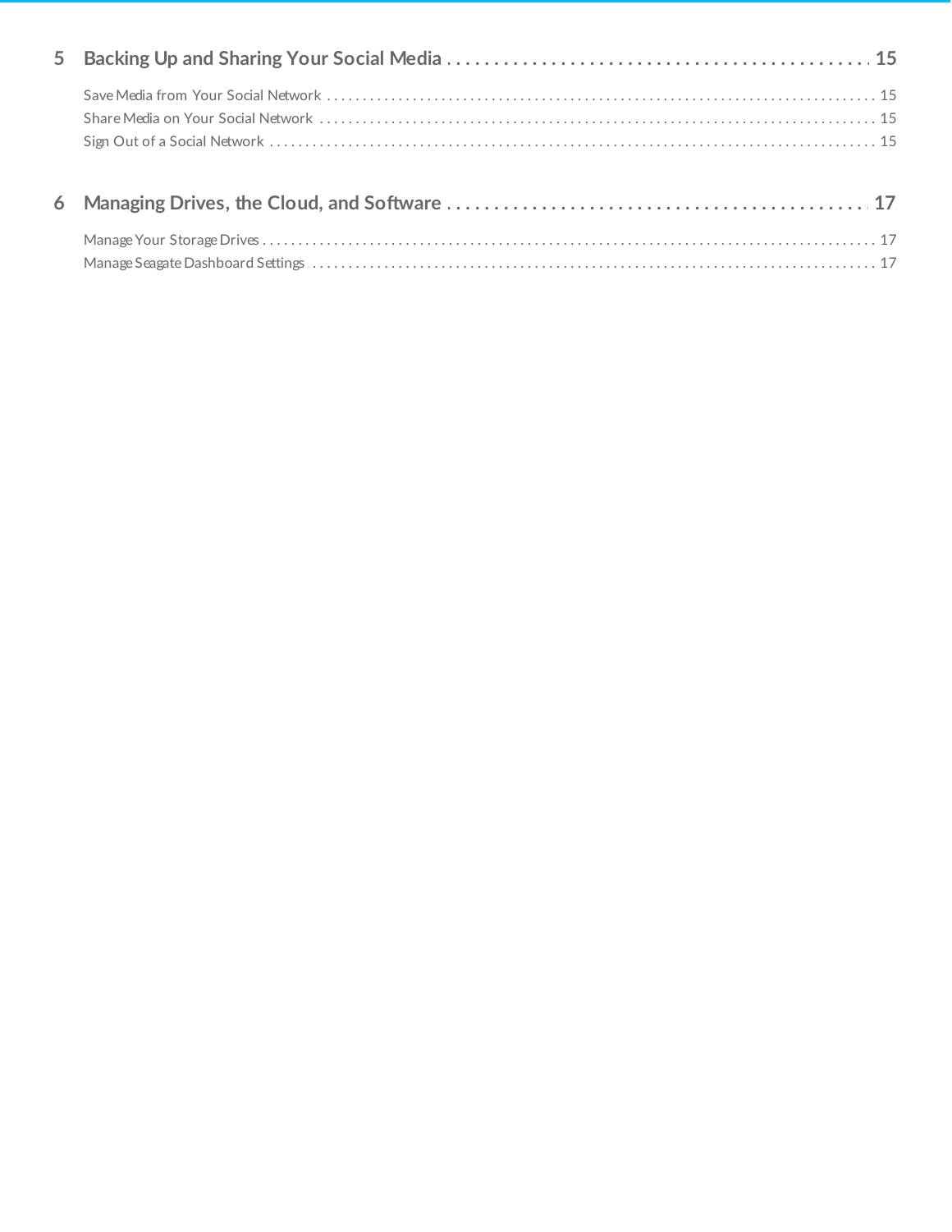**5 Backing Up and Sharing Your Social Media . . . . . . . . . . . . . . . . . . . . . . . . . . . . . . . . . . . . . . . . . . . . . 15**

Save Media from Your Social Network . . . . . . . . . . . . . . . . . . . . . . . . . . . . . . . . . . . . . . . . . . . . . . . . . . . . . . . . . . . . . . . . . . . . . . . 15
Share Media on Your Social Network . . . . . . . . . . . . . . . . . . . . . . . . . . . . . . . . . . . . . . . . . . . . . . . . . . . . . . . . . . . . . . . . . . . . . . . 15
Sign Out of a Social Network . . . . . . . . . . . . . . . . . . . . . . . . . . . . . . . . . . . . . . . . . . . . . . . . . . . . . . . . . . . . . . . . . . . . . . . . . . . . . 15

**6 Managing Drives, the Cloud, and Software . . . . . . . . . . . . . . . . . . . . . . . . . . . . . . . . . . . . . . . . . . . . . 17**

Manage Your Storage Drives . . . . . . . . . . . . . . . . . . . . . . . . . . . . . . . . . . . . . . . . . . . . . . . . . . . . . . . . . . . . . . . . . . . . . . . . . . . . . . 17
Manage Seagate Dashboard Settings . . . . . . . . . . . . . . . . . . . . . . . . . . . . . . . . . . . . . . . . . . . . . . . . . . . . . . . . . . . . . . . . . . . . . . . 17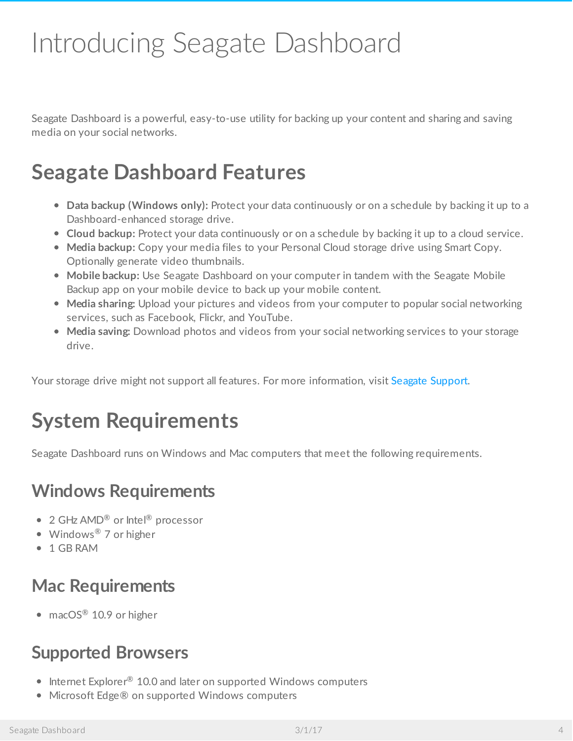# Introducing Seagate Dashboard

Seagate Dashboard is a powerful, easy-to-use utility for backing up your content and sharing and saving media on your social networks.

## Seagate Dashboard Features

- **Data backup (Windows only):** Protect your data continuously or on a schedule by backing it up to a Dashboard-enhanced storage drive.
- **Cloud backup:** Protect your data continuously or on a schedule by backing it up to a cloud service.
- **Media backup:** Copy your media files to your Personal Cloud storage drive using Smart Copy. Optionally generate video thumbnails.
- **Mobile backup:** Use Seagate Dashboard on your computer in tandem with the Seagate Mobile Backup app on your mobile device to back up your mobile content.
- **Media sharing:** Upload your pictures and videos from your computer to popular social networking services, such as Facebook, Flickr, and YouTube.
- **Media saving:** Download photos and videos from your social networking services to your storage drive.

Your storage drive might not support all features. For more information, visit Seagate Support.

## System Requirements

Seagate Dashboard runs on Windows and Mac computers that meet the following requirements.

### Windows Requirements

- 2 GHz AMD® or Intel® processor
- Windows® 7 or higher
- 1 GB RAM

### Mac Requirements

- macOS® 10.9 or higher

### Supported Browsers

- Internet Explorer® 10.0 and later on supported Windows computers
- Microsoft Edge® on supported Windows computers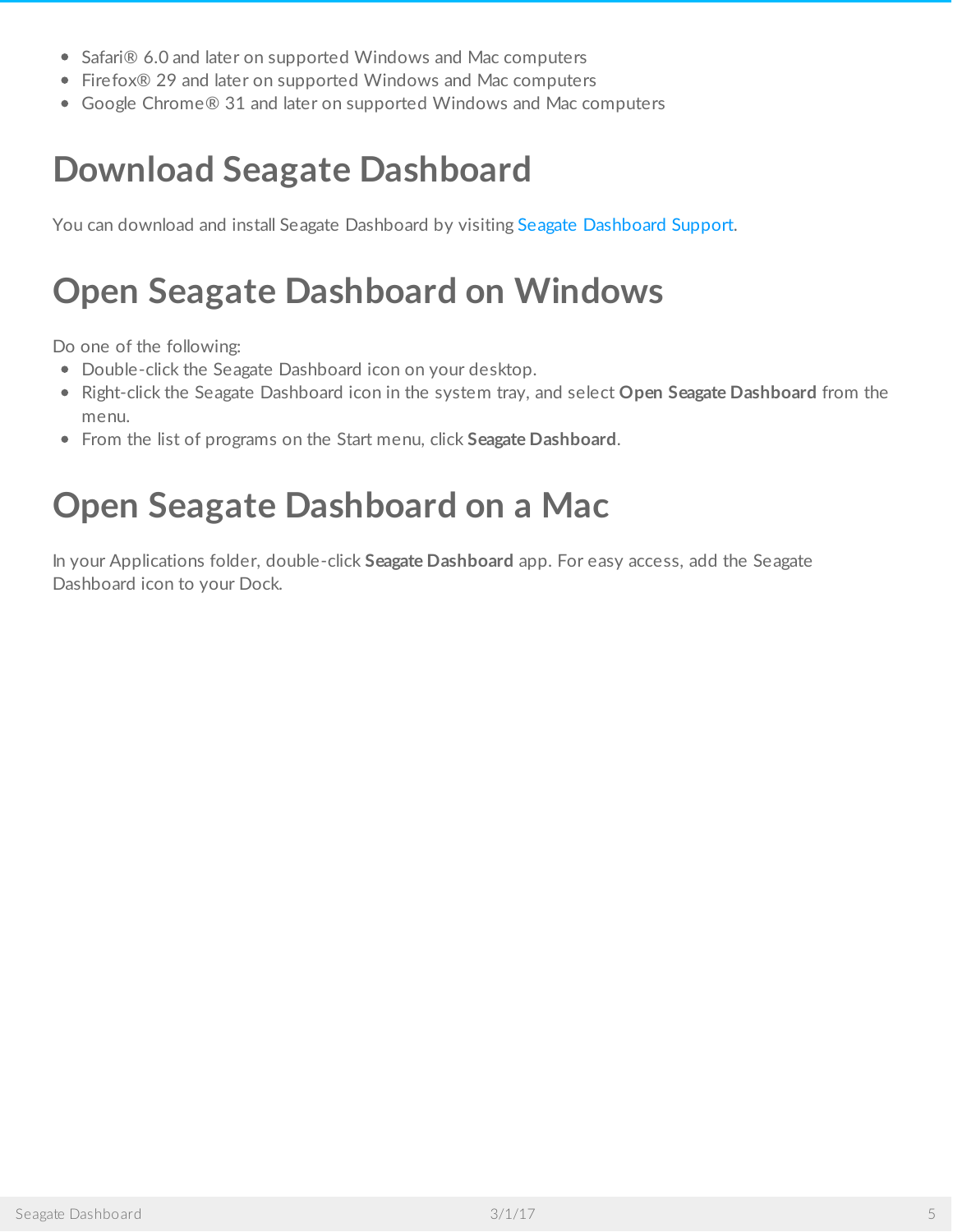- Safari® 6.0 and later on supported Windows and Mac computers
- Firefox® 29 and later on supported Windows and Mac computers
- Google Chrome® 31 and later on supported Windows and Mac computers

# Download Seagate Dashboard

You can download and install Seagate Dashboard by visiting Seagate Dashboard Support.

# Open Seagate Dashboard on Windows

Do one of the following:

- Double-click the Seagate Dashboard icon on your desktop.
- Right-click the Seagate Dashboard icon in the system tray, and select **Open Seagate Dashboard** from the menu.
- From the list of programs on the Start menu, click **Seagate Dashboard**.

# Open Seagate Dashboard on a Mac

In your Applications folder, double-click **Seagate Dashboard** app. For easy access, add the Seagate Dashboard icon to your Dock.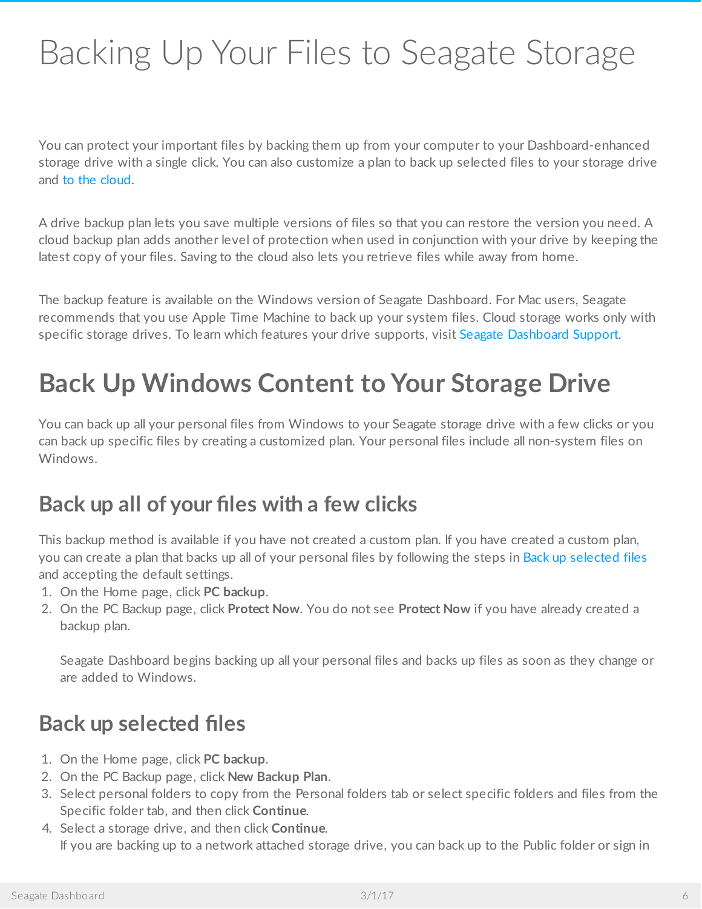# Backing Up Your Files to Seagate Storage

You can protect your important files by backing them up from your computer to your Dashboard-enhanced storage drive with a single click. You can also customize a plan to back up selected files to your storage drive and to the cloud.

A drive backup plan lets you save multiple versions of files so that you can restore the version you need. A cloud backup plan adds another level of protection when used in conjunction with your drive by keeping the latest copy of your files. Saving to the cloud also lets you retrieve files while away from home.

The backup feature is available on the Windows version of Seagate Dashboard. For Mac users, Seagate recommends that you use Apple Time Machine to back up your system files. Cloud storage works only with specific storage drives. To learn which features your drive supports, visit Seagate Dashboard Support.

## Back Up Windows Content to Your Storage Drive

You can back up all your personal files from Windows to your Seagate storage drive with a few clicks or you can back up specific files by creating a customized plan. Your personal files include all non-system files on Windows.

### Back up all of your files with a few clicks

This backup method is available if you have not created a custom plan. If you have created a custom plan, you can create a plan that backs up all of your personal files by following the steps in Back up selected files and accepting the default settings.

1. On the Home page, click **PC backup**.
2. On the PC Backup page, click **Protect Now**. You do not see **Protect Now** if you have already created a backup plan.

   Seagate Dashboard begins backing up all your personal files and backs up files as soon as they change or are added to Windows.

### Back up selected files

1. On the Home page, click **PC backup**.
2. On the PC Backup page, click **New Backup Plan**.
3. Select personal folders to copy from the Personal folders tab or select specific folders and files from the Specific folder tab, and then click **Continue**.
4. Select a storage drive, and then click **Continue**.
   If you are backing up to a network attached storage drive, you can back up to the Public folder or sign in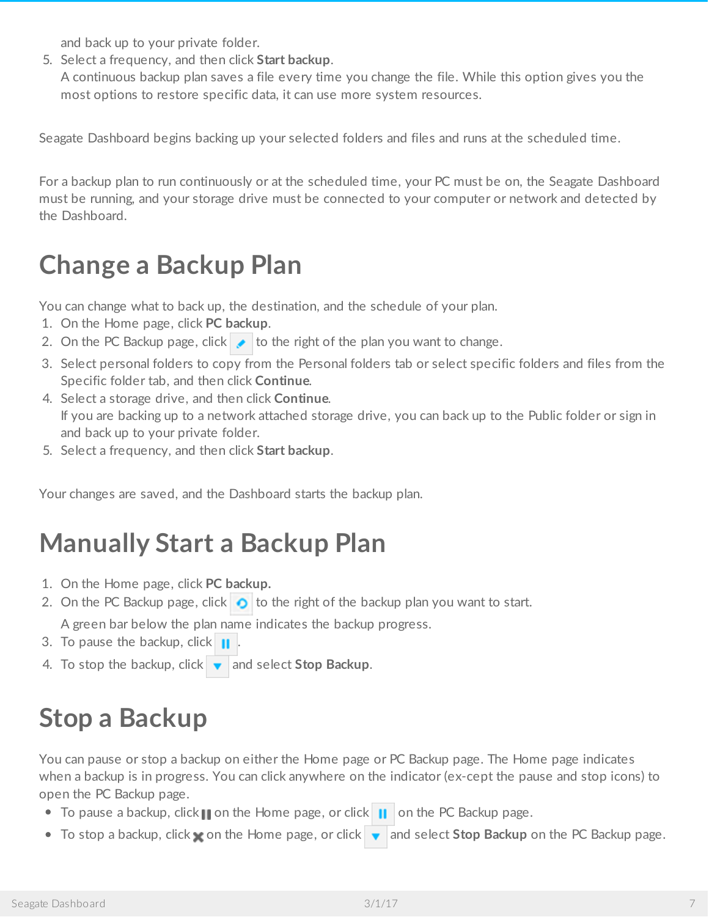and back up to your private folder.

5. Select a frequency, and then click **Start backup**.
   A continuous backup plan saves a file every time you change the file. While this option gives you the most options to restore specific data, it can use more system resources.

Seagate Dashboard begins backing up your selected folders and files and runs at the scheduled time.

For a backup plan to run continuously or at the scheduled time, your PC must be on, the Seagate Dashboard must be running, and your storage drive must be connected to your computer or network and detected by the Dashboard.

# Change a Backup Plan

You can change what to back up, the destination, and the schedule of your plan.

1. On the Home page, click **PC backup**.
2. On the PC Backup page, click to the right of the plan you want to change.
3. Select personal folders to copy from the Personal folders tab or select specific folders and files from the Specific folder tab, and then click **Continue**.
4. Select a storage drive, and then click **Continue**.
   If you are backing up to a network attached storage drive, you can back up to the Public folder or sign in and back up to your private folder.
5. Select a frequency, and then click **Start backup**.

Your changes are saved, and the Dashboard starts the backup plan.

# Manually Start a Backup Plan

1. On the Home page, click **PC backup.**
2. On the PC Backup page, click to the right of the backup plan you want to start.
   A green bar below the plan name indicates the backup progress.
3. To pause the backup, click .
4. To stop the backup, click and select **Stop Backup**.

# Stop a Backup

You can pause or stop a backup on either the Home page or PC Backup page. The Home page indicates when a backup is in progress. You can click anywhere on the indicator (ex-cept the pause and stop icons) to open the PC Backup page.

- To pause a backup, click on the Home page, or click on the PC Backup page.
- To stop a backup, click on the Home page, or click and select **Stop Backup** on the PC Backup page.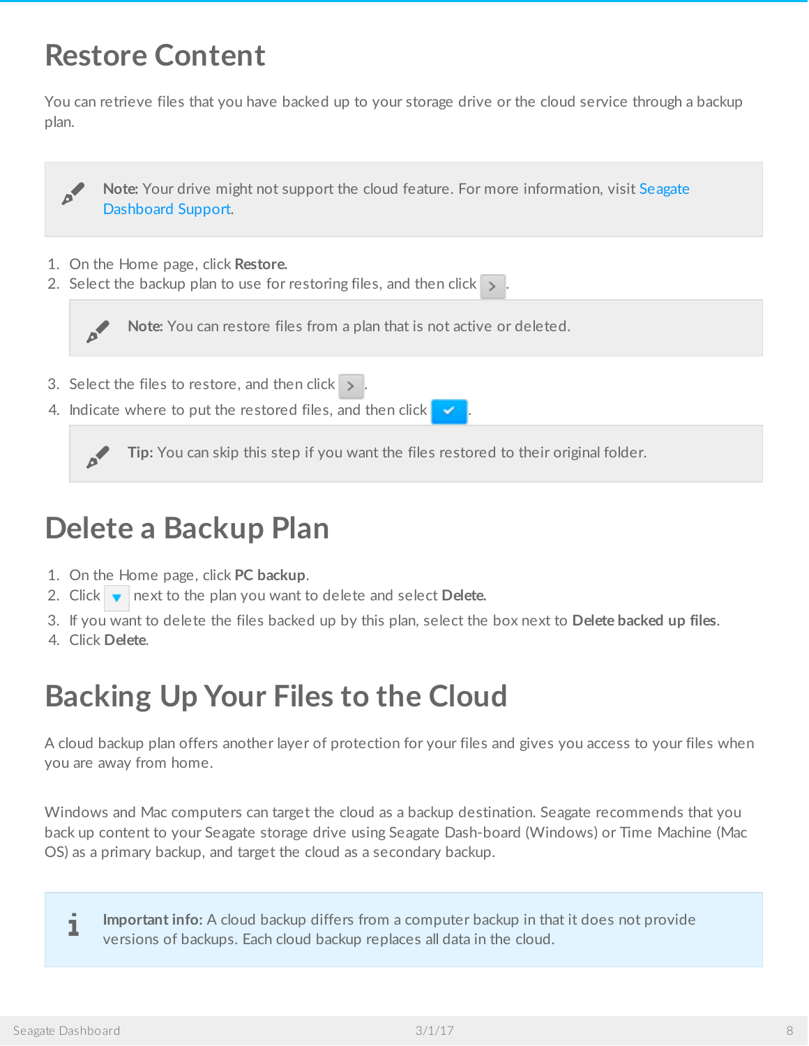# Restore Content

You can retrieve files that you have backed up to your storage drive or the cloud service through a backup plan.

> **Note:** Your drive might not support the cloud feature. For more information, visit Seagate Dashboard Support.

1. On the Home page, click **Restore.**
2. Select the backup plan to use for restoring files, and then click >.

   > **Note:** You can restore files from a plan that is not active or deleted.

3. Select the files to restore, and then click >.
4. Indicate where to put the restored files, and then click ✓.

   > **Tip:** You can skip this step if you want the files restored to their original folder.

# Delete a Backup Plan

1. On the Home page, click **PC backup**.
2. Click ▼ next to the plan you want to delete and select **Delete.**
3. If you want to delete the files backed up by this plan, select the box next to **Delete backed up files**.
4. Click **Delete**.

# Backing Up Your Files to the Cloud

A cloud backup plan offers another layer of protection for your files and gives you access to your files when you are away from home.

Windows and Mac computers can target the cloud as a backup destination. Seagate recommends that you back up content to your Seagate storage drive using Seagate Dash-board (Windows) or Time Machine (Mac OS) as a primary backup, and target the cloud as a secondary backup.

> **Important info:** A cloud backup differs from a computer backup in that it does not provide versions of backups. Each cloud backup replaces all data in the cloud.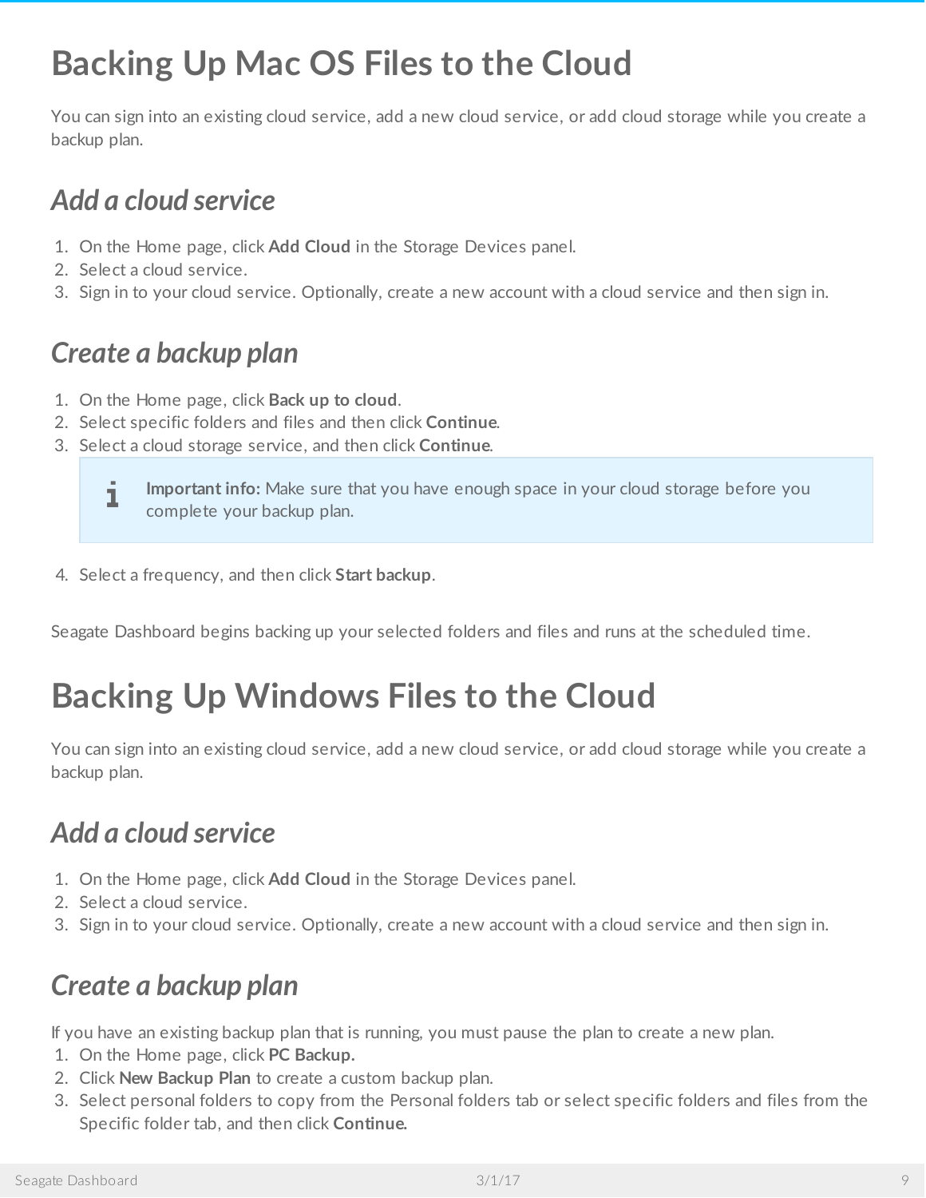# Backing Up Mac OS Files to the Cloud

You can sign into an existing cloud service, add a new cloud service, or add cloud storage while you create a backup plan.

## *Add a cloud service*

1. On the Home page, click **Add Cloud** in the Storage Devices panel.
2. Select a cloud service.
3. Sign in to your cloud service. Optionally, create a new account with a cloud service and then sign in.

## *Create a backup plan*

1. On the Home page, click **Back up to cloud**.
2. Select specific folders and files and then click **Continue**.
3. Select a cloud storage service, and then click **Continue**.

> **Important info:** Make sure that you have enough space in your cloud storage before you complete your backup plan.

4. Select a frequency, and then click **Start backup**.

Seagate Dashboard begins backing up your selected folders and files and runs at the scheduled time.

# Backing Up Windows Files to the Cloud

You can sign into an existing cloud service, add a new cloud service, or add cloud storage while you create a backup plan.

## *Add a cloud service*

1. On the Home page, click **Add Cloud** in the Storage Devices panel.
2. Select a cloud service.
3. Sign in to your cloud service. Optionally, create a new account with a cloud service and then sign in.

## *Create a backup plan*

If you have an existing backup plan that is running, you must pause the plan to create a new plan.

1. On the Home page, click **PC Backup.**
2. Click **New Backup Plan** to create a custom backup plan.
3. Select personal folders to copy from the Personal folders tab or select specific folders and files from the Specific folder tab, and then click **Continue.**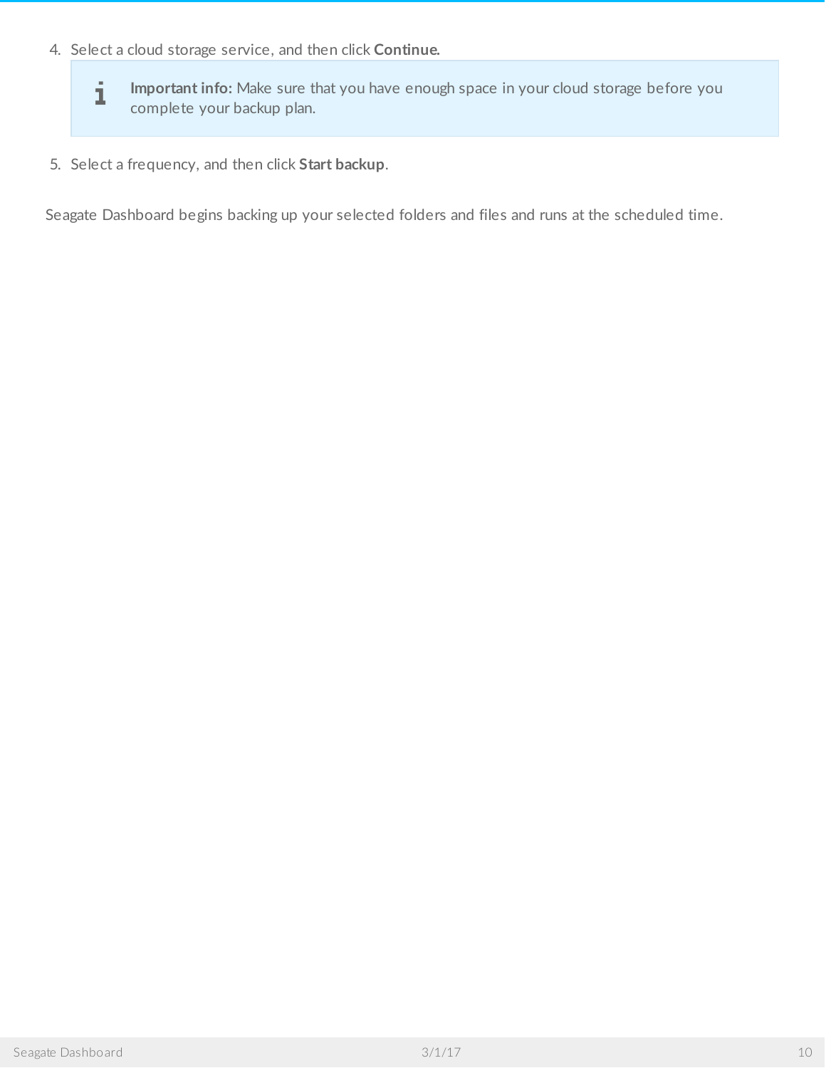4. Select a cloud storage service, and then click **Continue.**

   > **Important info:** Make sure that you have enough space in your cloud storage before you complete your backup plan.

5. Select a frequency, and then click **Start backup**.

Seagate Dashboard begins backing up your selected folders and files and runs at the scheduled time.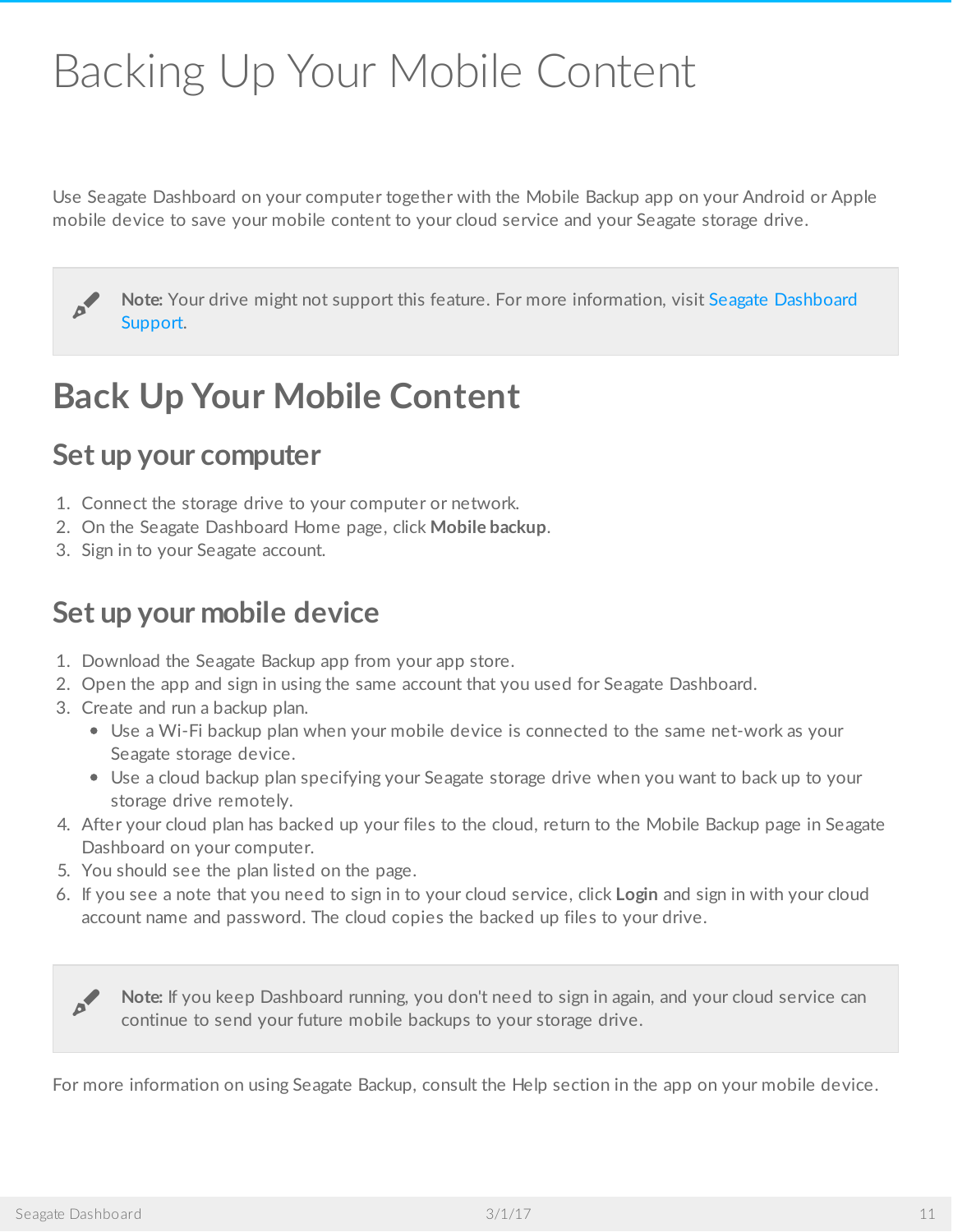# Backing Up Your Mobile Content

Use Seagate Dashboard on your computer together with the Mobile Backup app on your Android or Apple mobile device to save your mobile content to your cloud service and your Seagate storage drive.

> **Note:** Your drive might not support this feature. For more information, visit Seagate Dashboard Support.

## Back Up Your Mobile Content

### Set up your computer

1. Connect the storage drive to your computer or network.
2. On the Seagate Dashboard Home page, click **Mobile backup**.
3. Sign in to your Seagate account.

### Set up your mobile device

1. Download the Seagate Backup app from your app store.
2. Open the app and sign in using the same account that you used for Seagate Dashboard.
3. Create and run a backup plan.
   - Use a Wi-Fi backup plan when your mobile device is connected to the same net-work as your Seagate storage device.
   - Use a cloud backup plan specifying your Seagate storage drive when you want to back up to your storage drive remotely.
4. After your cloud plan has backed up your files to the cloud, return to the Mobile Backup page in Seagate Dashboard on your computer.
5. You should see the plan listed on the page.
6. If you see a note that you need to sign in to your cloud service, click **Login** and sign in with your cloud account name and password. The cloud copies the backed up files to your drive.

> **Note:** If you keep Dashboard running, you don't need to sign in again, and your cloud service can continue to send your future mobile backups to your storage drive.

For more information on using Seagate Backup, consult the Help section in the app on your mobile device.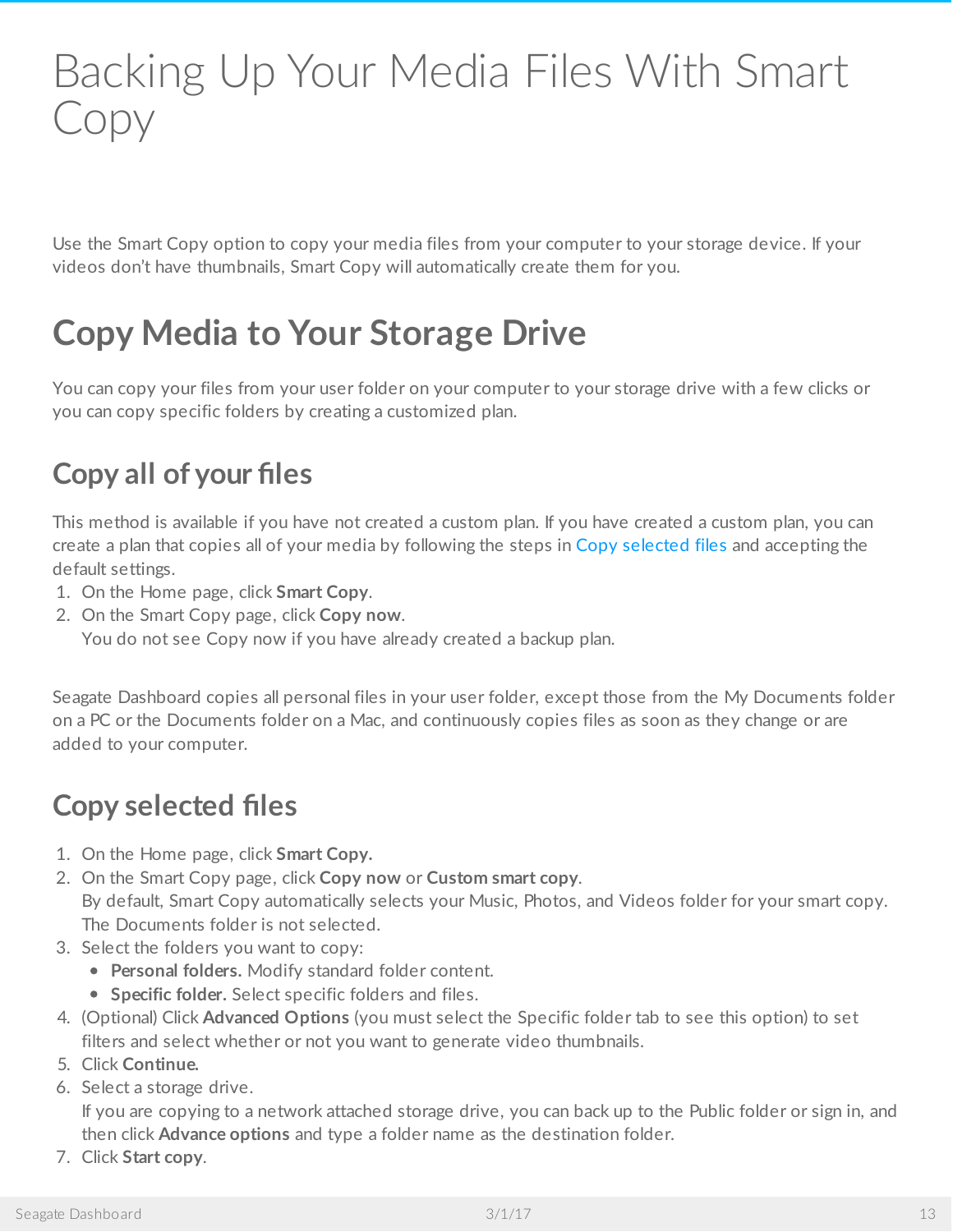# Backing Up Your Media Files With Smart Copy

Use the Smart Copy option to copy your media files from your computer to your storage device. If your videos don't have thumbnails, Smart Copy will automatically create them for you.

## Copy Media to Your Storage Drive

You can copy your files from your user folder on your computer to your storage drive with a few clicks or you can copy specific folders by creating a customized plan.

### Copy all of your files

This method is available if you have not created a custom plan. If you have created a custom plan, you can create a plan that copies all of your media by following the steps in Copy selected files and accepting the default settings.

1. On the Home page, click **Smart Copy**.
2. On the Smart Copy page, click **Copy now**.
   You do not see Copy now if you have already created a backup plan.

Seagate Dashboard copies all personal files in your user folder, except those from the My Documents folder on a PC or the Documents folder on a Mac, and continuously copies files as soon as they change or are added to your computer.

### Copy selected files

1. On the Home page, click **Smart Copy.**
2. On the Smart Copy page, click **Copy now** or **Custom smart copy**.
   By default, Smart Copy automatically selects your Music, Photos, and Videos folder for your smart copy. The Documents folder is not selected.
3. Select the folders you want to copy:
   - **Personal folders.** Modify standard folder content.
   - **Specific folder.** Select specific folders and files.
4. (Optional) Click **Advanced Options** (you must select the Specific folder tab to see this option) to set filters and select whether or not you want to generate video thumbnails.
5. Click **Continue.**
6. Select a storage drive.
   If you are copying to a network attached storage drive, you can back up to the Public folder or sign in, and then click **Advance options** and type a folder name as the destination folder.
7. Click **Start copy**.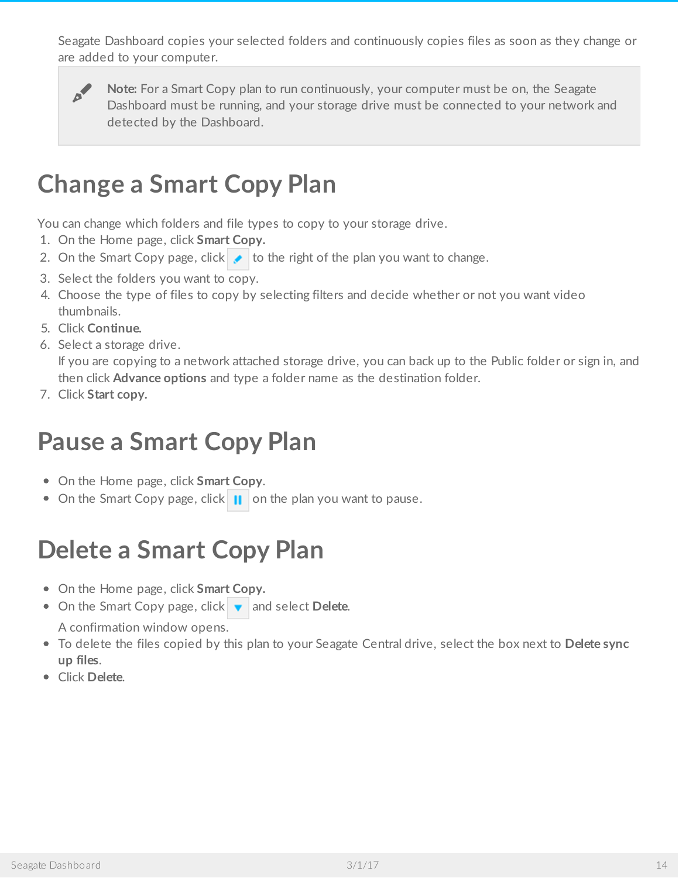Seagate Dashboard copies your selected folders and continuously copies files as soon as they change or are added to your computer.

> **Note:** For a Smart Copy plan to run continuously, your computer must be on, the Seagate Dashboard must be running, and your storage drive must be connected to your network and detected by the Dashboard.

# Change a Smart Copy Plan

You can change which folders and file types to copy to your storage drive.

1. On the Home page, click **Smart Copy.**
2. On the Smart Copy page, click  to the right of the plan you want to change.
3. Select the folders you want to copy.
4. Choose the type of files to copy by selecting filters and decide whether or not you want video thumbnails.
5. Click **Continue.**
6. Select a storage drive.
   If you are copying to a network attached storage drive, you can back up to the Public folder or sign in, and then click **Advance options** and type a folder name as the destination folder.
7. Click **Start copy.**

# Pause a Smart Copy Plan

- On the Home page, click **Smart Copy**.
- On the Smart Copy page, click  on the plan you want to pause.

# Delete a Smart Copy Plan

- On the Home page, click **Smart Copy.**
- On the Smart Copy page, click  and select **Delete**.
  A confirmation window opens.
- To delete the files copied by this plan to your Seagate Central drive, select the box next to **Delete sync up files**.
- Click **Delete**.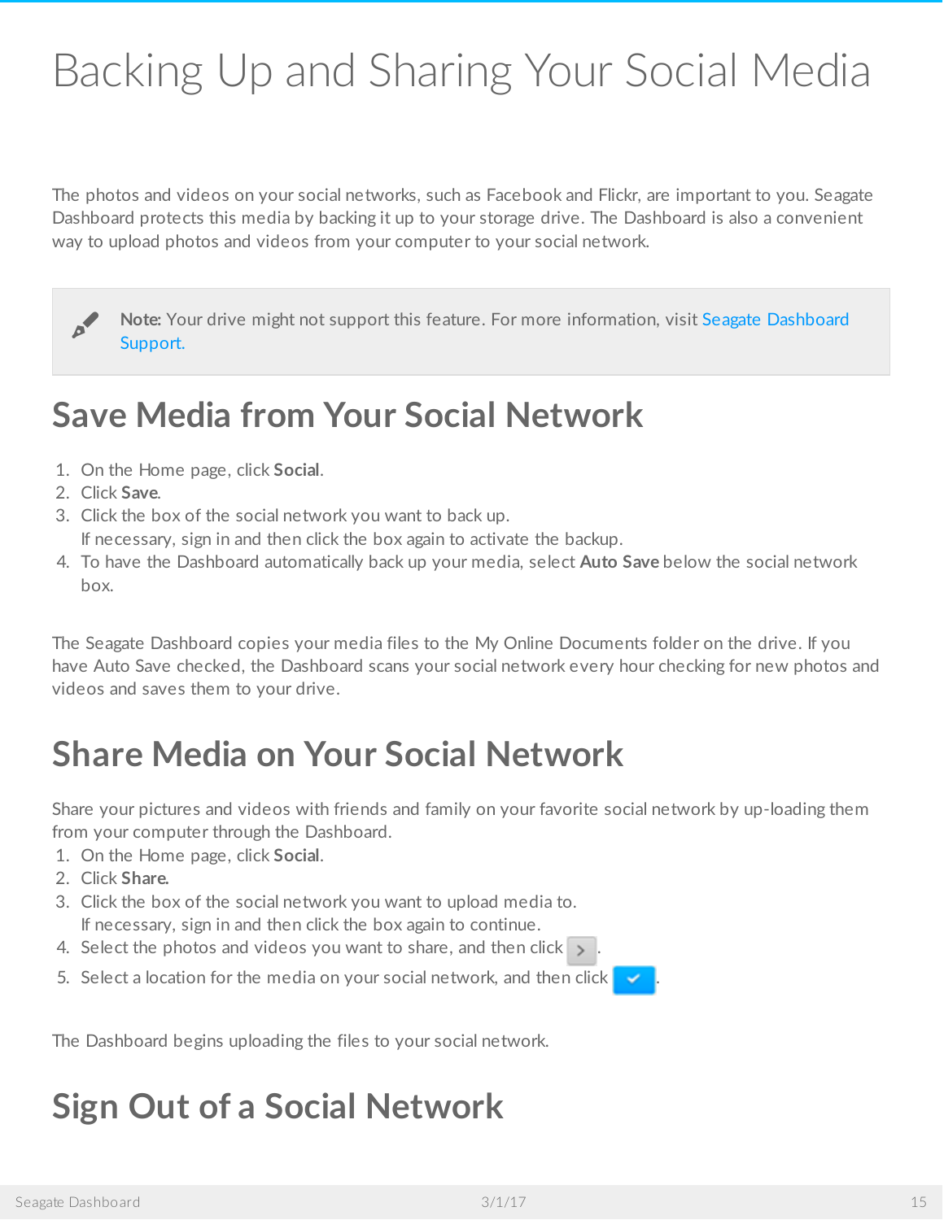# Backing Up and Sharing Your Social Media

The photos and videos on your social networks, such as Facebook and Flickr, are important to you. Seagate Dashboard protects this media by backing it up to your storage drive. The Dashboard is also a convenient way to upload photos and videos from your computer to your social network.

> **Note:** Your drive might not support this feature. For more information, visit Seagate Dashboard Support.

## Save Media from Your Social Network

1. On the Home page, click **Social**.
2. Click **Save**.
3. Click the box of the social network you want to back up.
   If necessary, sign in and then click the box again to activate the backup.
4. To have the Dashboard automatically back up your media, select **Auto Save** below the social network box.

The Seagate Dashboard copies your media files to the My Online Documents folder on the drive. If you have Auto Save checked, the Dashboard scans your social network every hour checking for new photos and videos and saves them to your drive.

## Share Media on Your Social Network

Share your pictures and videos with friends and family on your favorite social network by up-loading them from your computer through the Dashboard.

1. On the Home page, click **Social**.
2. Click **Share**.
3. Click the box of the social network you want to upload media to.
   If necessary, sign in and then click the box again to continue.
4. Select the photos and videos you want to share, and then click >.
5. Select a location for the media on your social network, and then click ✓.

The Dashboard begins uploading the files to your social network.

## Sign Out of a Social Network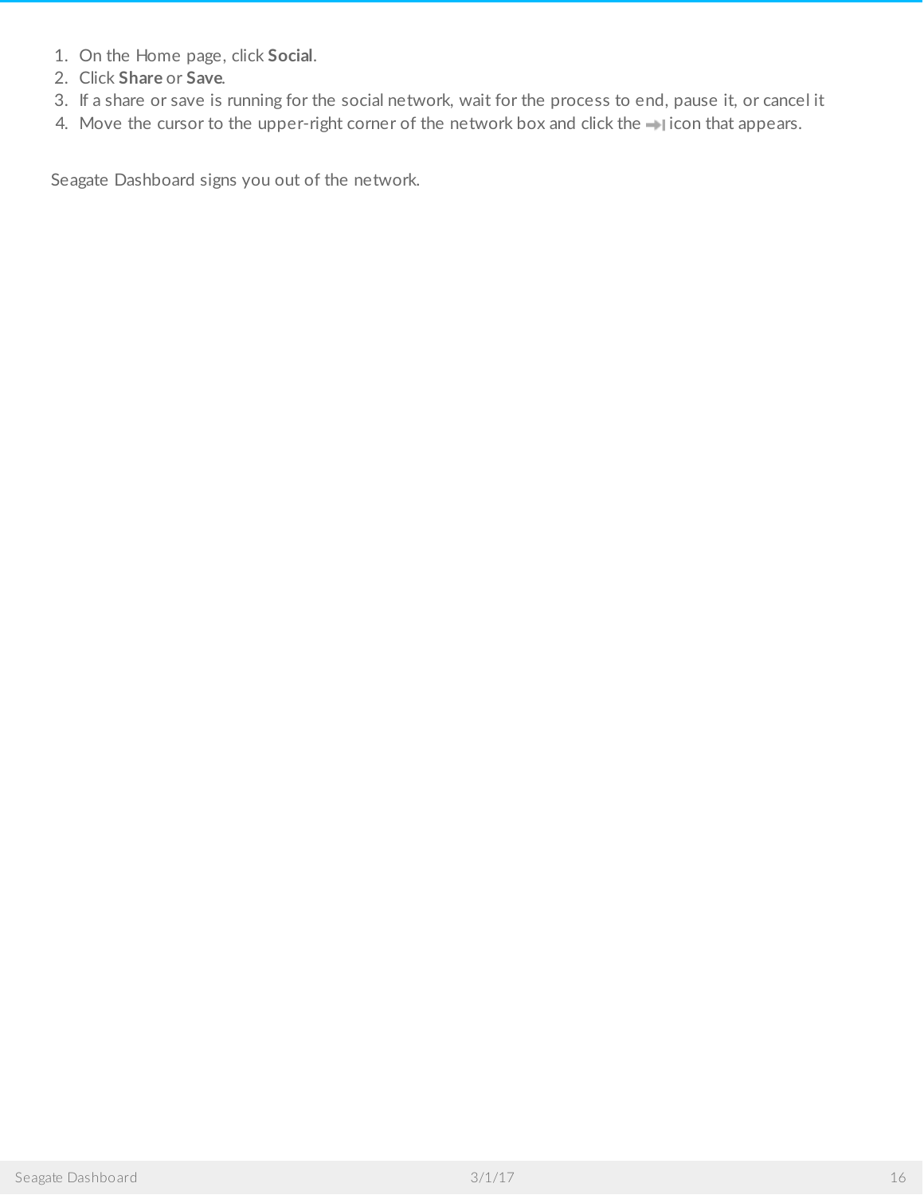1. On the Home page, click **Social**.
2. Click **Share** or **Save**.
3. If a share or save is running for the social network, wait for the process to end, pause it, or cancel it
4. Move the cursor to the upper-right corner of the network box and click the ➡| icon that appears.

Seagate Dashboard signs you out of the network.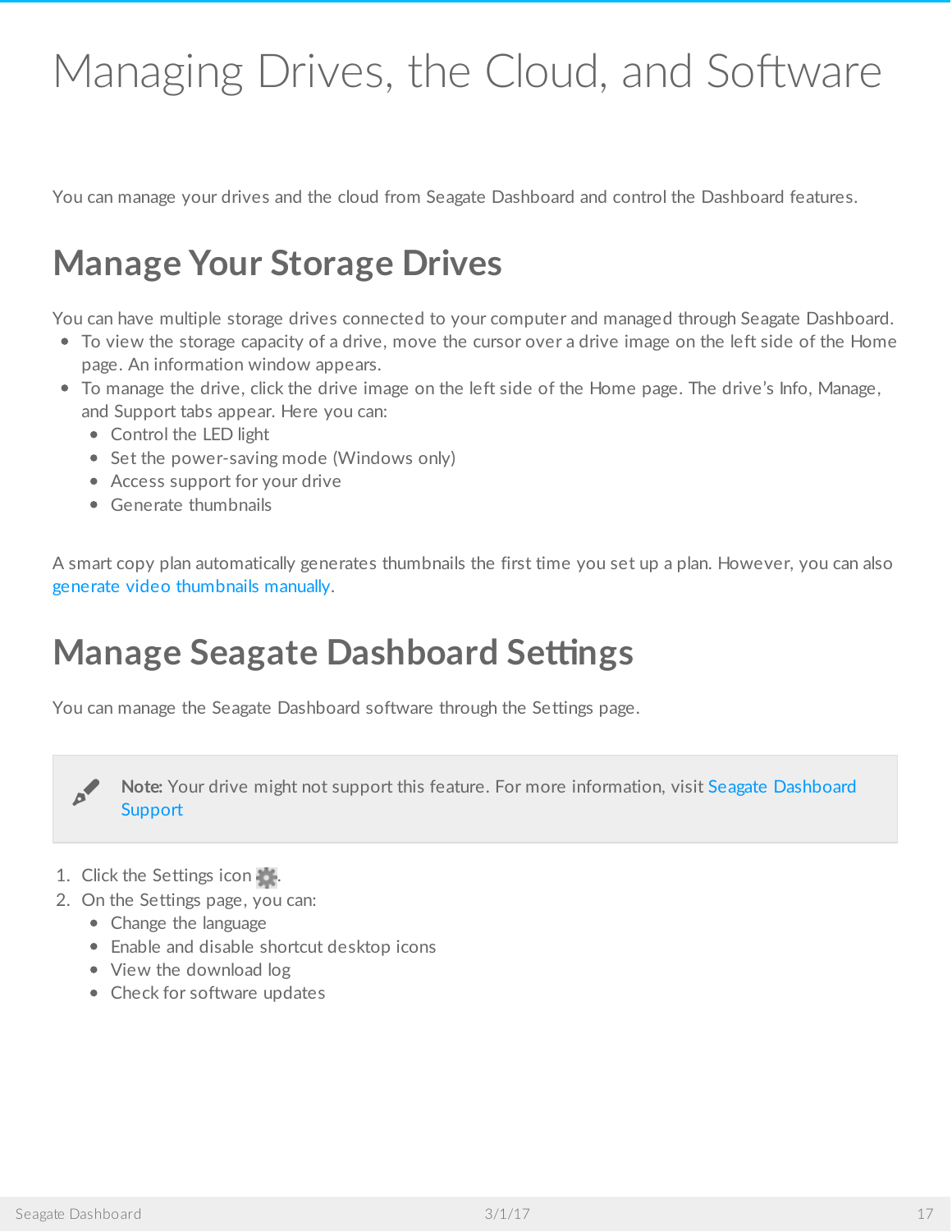# Managing Drives, the Cloud, and Software

You can manage your drives and the cloud from Seagate Dashboard and control the Dashboard features.

## Manage Your Storage Drives

You can have multiple storage drives connected to your computer and managed through Seagate Dashboard.

- To view the storage capacity of a drive, move the cursor over a drive image on the left side of the Home page. An information window appears.
- To manage the drive, click the drive image on the left side of the Home page. The drive's Info, Manage, and Support tabs appear. Here you can:
  - Control the LED light
  - Set the power-saving mode (Windows only)
  - Access support for your drive
  - Generate thumbnails

A smart copy plan automatically generates thumbnails the first time you set up a plan. However, you can also generate video thumbnails manually.

## Manage Seagate Dashboard Settings

You can manage the Seagate Dashboard software through the Settings page.

> **Note:** Your drive might not support this feature. For more information, visit Seagate Dashboard Support

1. Click the Settings icon.
2. On the Settings page, you can:
   - Change the language
   - Enable and disable shortcut desktop icons
   - View the download log
   - Check for software updates